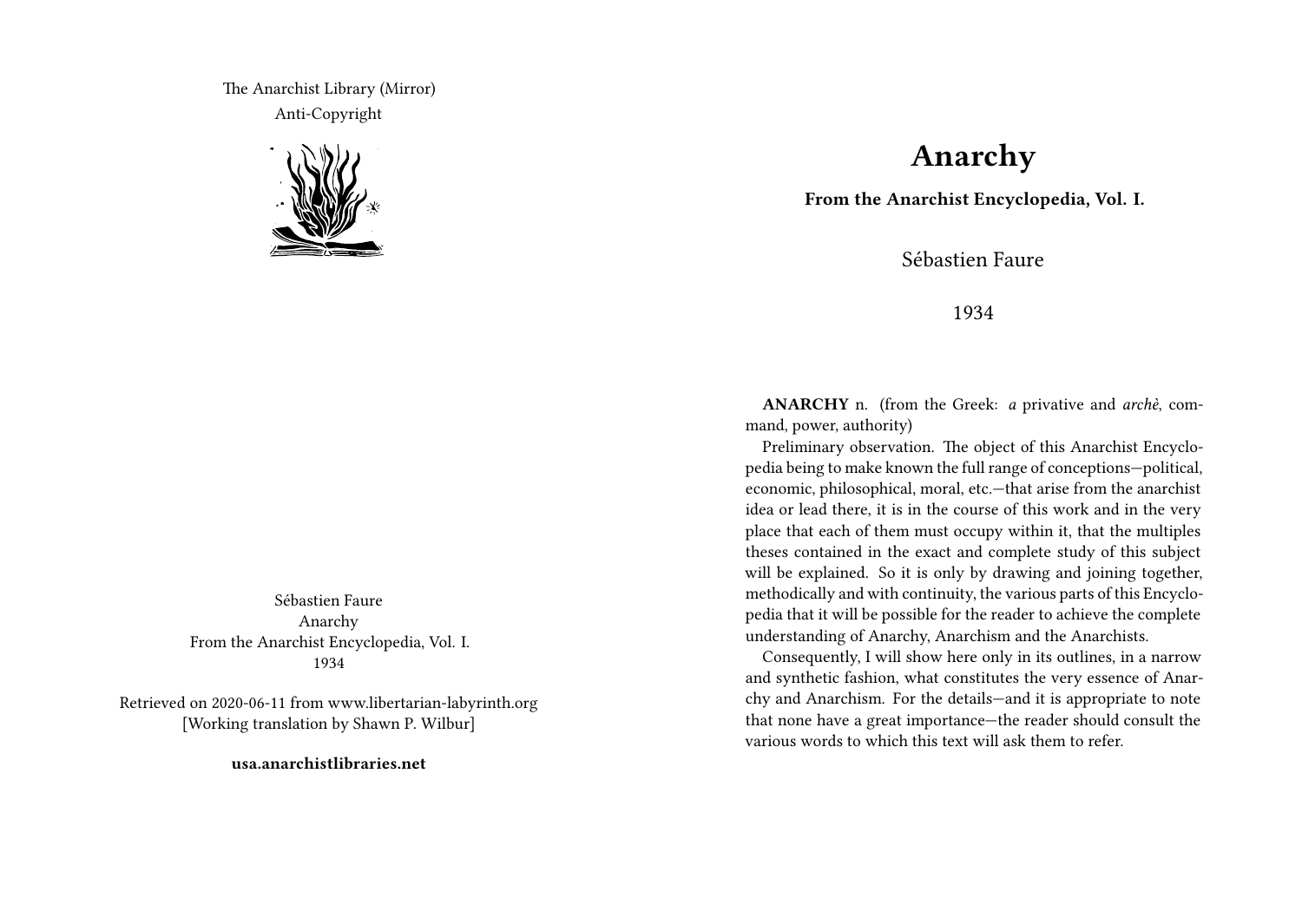The Anarchist Library (Mirror)
Anti-Copyright

Sébastien Faure
Anarchy
From the Anarchist Encyclopedia, Vol. I.
1934

Retrieved on 2020-06-11 from www.libertarian-labyrinth.org
[Working translation by Shawn P. Wilbur]

**usa.anarchistlibraries.net**

# Anarchy

**From the Anarchist Encyclopedia, Vol. I.**

Sébastien Faure

1934

**ANARCHY** n. (from the Greek: *a* privative and *archè*, command, power, authority)

Preliminary observation. The object of this Anarchist Encyclopedia being to make known the full range of conceptions—political, economic, philosophical, moral, etc.—that arise from the anarchist idea or lead there, it is in the course of this work and in the very place that each of them must occupy within it, that the multiples theses contained in the exact and complete study of this subject will be explained. So it is only by drawing and joining together, methodically and with continuity, the various parts of this Encyclopedia that it will be possible for the reader to achieve the complete understanding of Anarchy, Anarchism and the Anarchists.

Consequently, I will show here only in its outlines, in a narrow and synthetic fashion, what constitutes the very essence of Anarchy and Anarchism. For the details—and it is appropriate to note that none have a great importance—the reader should consult the various words to which this text will ask them to refer.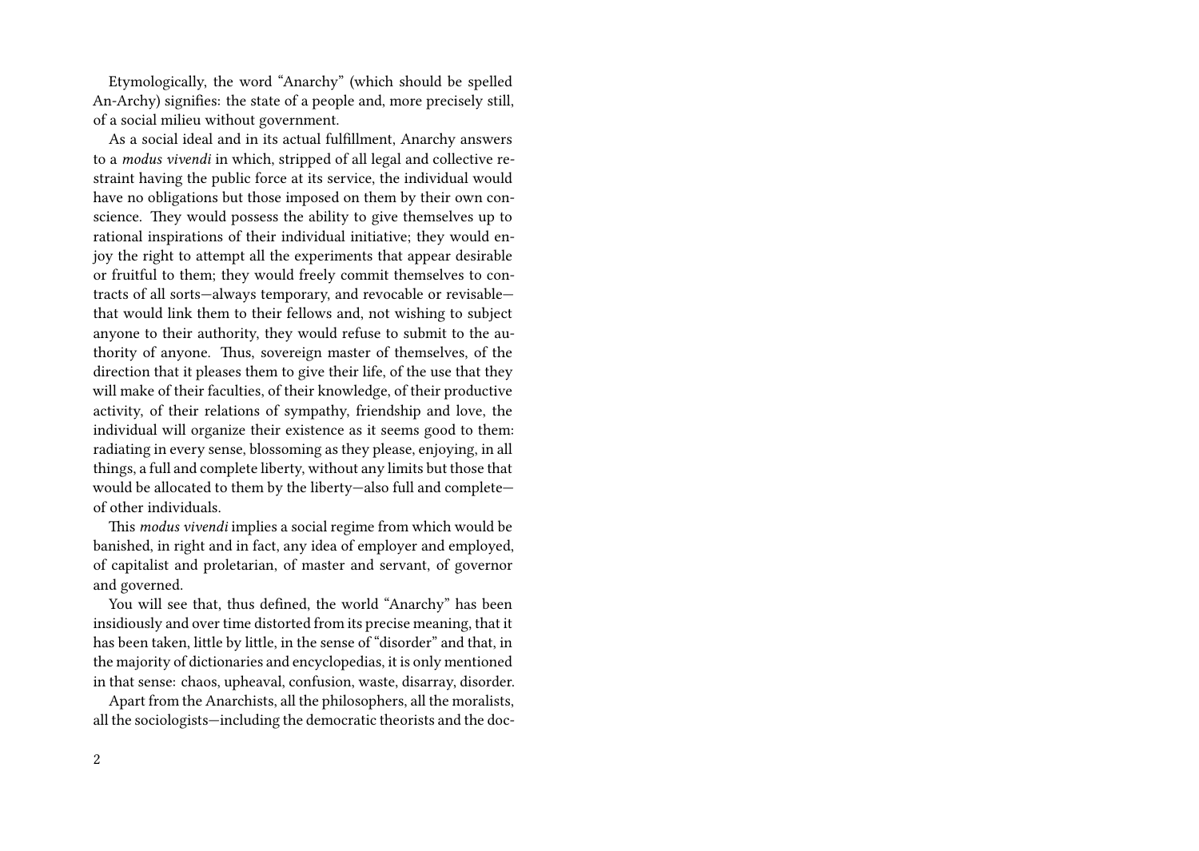Etymologically, the word "Anarchy" (which should be spelled An-Archy) signifies: the state of a people and, more precisely still, of a social milieu without government.

As a social ideal and in its actual fulfillment, Anarchy answers to a *modus vivendi* in which, stripped of all legal and collective restraint having the public force at its service, the individual would have no obligations but those imposed on them by their own conscience. They would possess the ability to give themselves up to rational inspirations of their individual initiative; they would enjoy the right to attempt all the experiments that appear desirable or fruitful to them; they would freely commit themselves to contracts of all sorts—always temporary, and revocable or revisable—that would link them to their fellows and, not wishing to subject anyone to their authority, they would refuse to submit to the authority of anyone. Thus, sovereign master of themselves, of the direction that it pleases them to give their life, of the use that they will make of their faculties, of their knowledge, of their productive activity, of their relations of sympathy, friendship and love, the individual will organize their existence as it seems good to them: radiating in every sense, blossoming as they please, enjoying, in all things, a full and complete liberty, without any limits but those that would be allocated to them by the liberty—also full and complete—of other individuals.

This *modus vivendi* implies a social regime from which would be banished, in right and in fact, any idea of employer and employed, of capitalist and proletarian, of master and servant, of governor and governed.

You will see that, thus defined, the world "Anarchy" has been insidiously and over time distorted from its precise meaning, that it has been taken, little by little, in the sense of "disorder" and that, in the majority of dictionaries and encyclopedias, it is only mentioned in that sense: chaos, upheaval, confusion, waste, disarray, disorder.

Apart from the Anarchists, all the philosophers, all the moralists, all the sociologists—including the democratic theorists and the doc-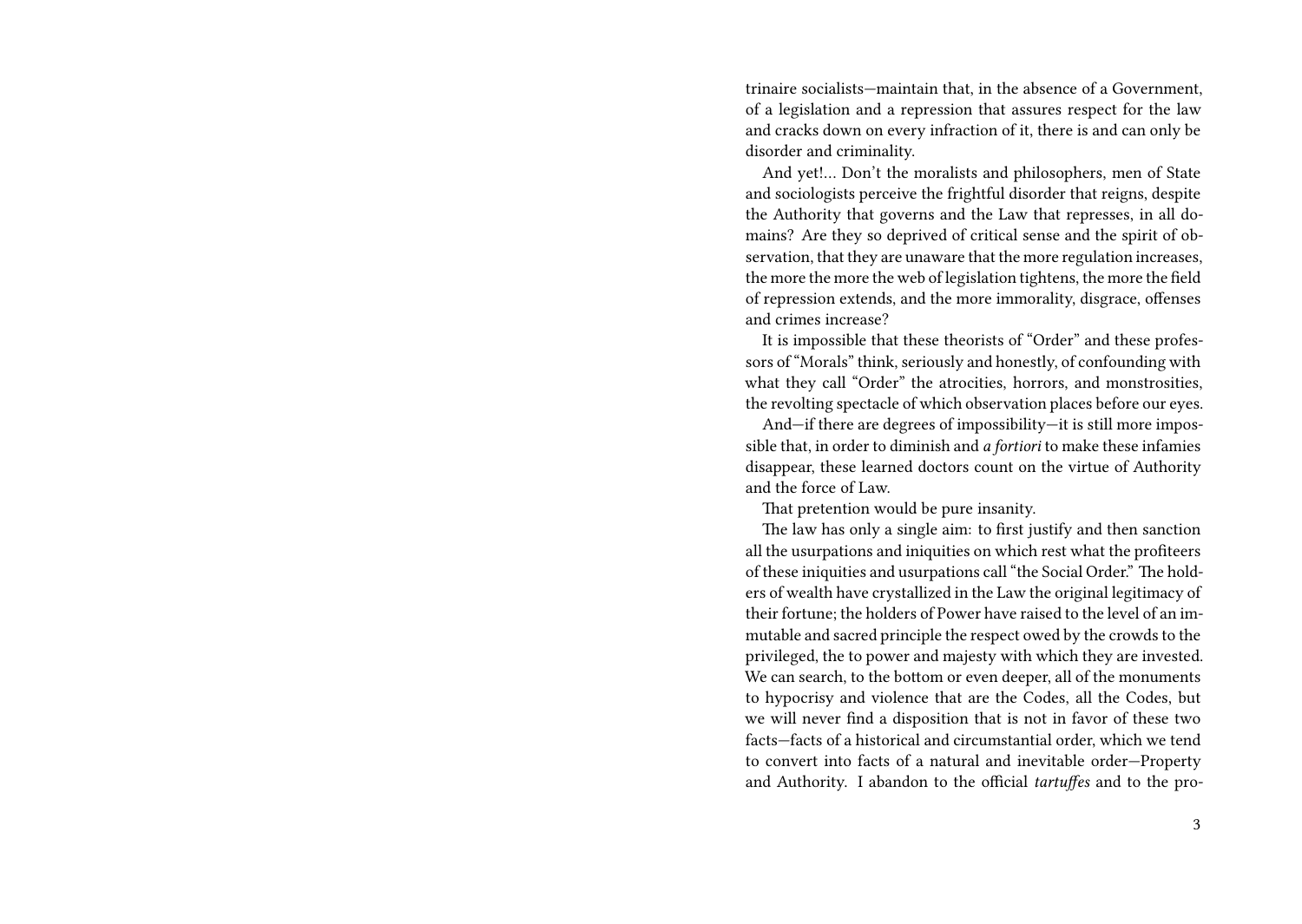trinaire socialists—maintain that, in the absence of a Government, of a legislation and a repression that assures respect for the law and cracks down on every infraction of it, there is and can only be disorder and criminality.

And yet!… Don't the moralists and philosophers, men of State and sociologists perceive the frightful disorder that reigns, despite the Authority that governs and the Law that represses, in all domains? Are they so deprived of critical sense and the spirit of observation, that they are unaware that the more regulation increases, the more the more the web of legislation tightens, the more the field of repression extends, and the more immorality, disgrace, offenses and crimes increase?

It is impossible that these theorists of "Order" and these professors of "Morals" think, seriously and honestly, of confounding with what they call "Order" the atrocities, horrors, and monstrosities, the revolting spectacle of which observation places before our eyes.

And—if there are degrees of impossibility—it is still more impossible that, in order to diminish and *a fortiori* to make these infamies disappear, these learned doctors count on the virtue of Authority and the force of Law.

That pretention would be pure insanity.

The law has only a single aim: to first justify and then sanction all the usurpations and iniquities on which rest what the profiteers of these iniquities and usurpations call "the Social Order." The holders of wealth have crystallized in the Law the original legitimacy of their fortune; the holders of Power have raised to the level of an immutable and sacred principle the respect owed by the crowds to the privileged, the to power and majesty with which they are invested. We can search, to the bottom or even deeper, all of the monuments to hypocrisy and violence that are the Codes, all the Codes, but we will never find a disposition that is not in favor of these two facts—facts of a historical and circumstantial order, which we tend to convert into facts of a natural and inevitable order—Property and Authority. I abandon to the official *tartuffes* and to the pro-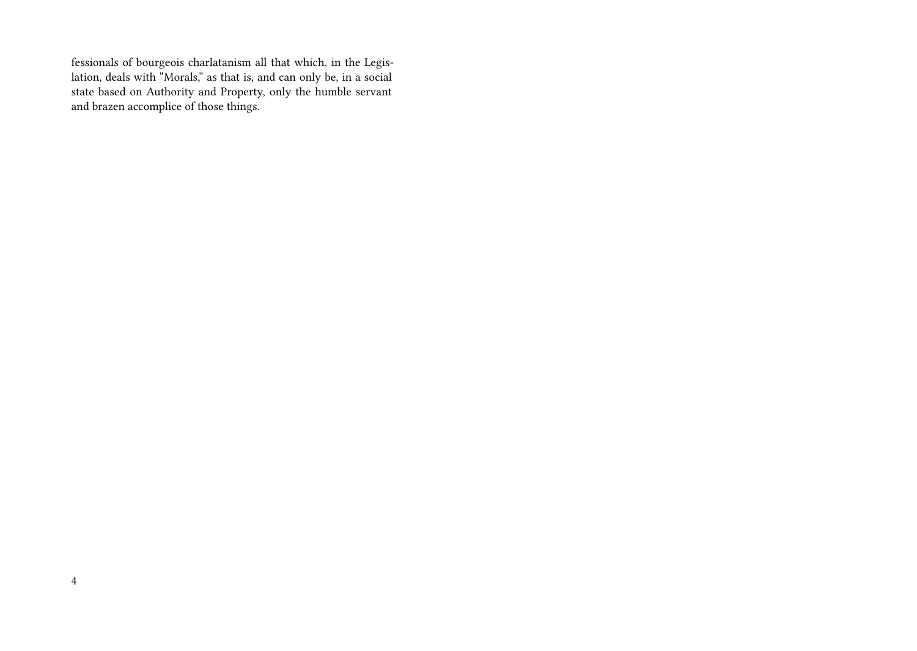fessionals of bourgeois charlatanism all that which, in the Legislation, deals with "Morals," as that is, and can only be, in a social state based on Authority and Property, only the humble servant and brazen accomplice of those things.